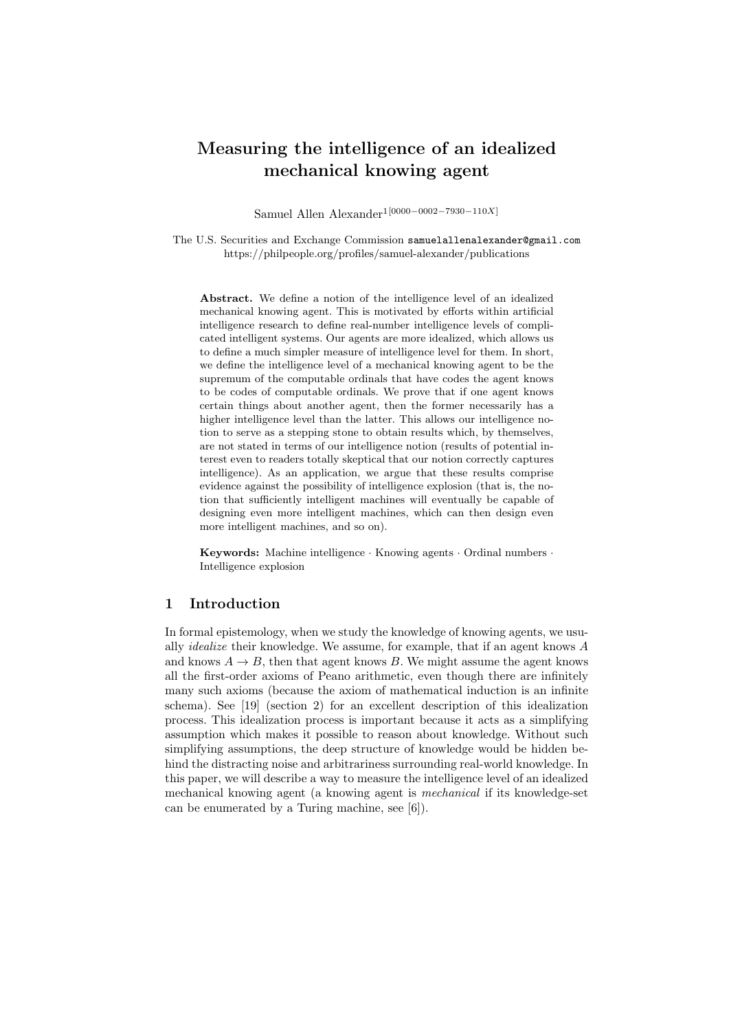# Measuring the intelligence of an idealized mechanical knowing agent

Samuel Allen Alexander[1[0000−0002−7930−110X]]

The U.S. Securities and Exchange Commission samuelallenalexander@gmail.com
https://philpeople.org/profiles/samuel-alexander/publications

**Abstract.** We define a notion of the intelligence level of an idealized mechanical knowing agent. This is motivated by efforts within artificial intelligence research to define real-number intelligence levels of complicated intelligent systems. Our agents are more idealized, which allows us to define a much simpler measure of intelligence level for them. In short, we define the intelligence level of a mechanical knowing agent to be the supremum of the computable ordinals that have codes the agent knows to be codes of computable ordinals. We prove that if one agent knows certain things about another agent, then the former necessarily has a higher intelligence level than the latter. This allows our intelligence notion to serve as a stepping stone to obtain results which, by themselves, are not stated in terms of our intelligence notion (results of potential interest even to readers totally skeptical that our notion correctly captures intelligence). As an application, we argue that these results comprise evidence against the possibility of intelligence explosion (that is, the notion that sufficiently intelligent machines will eventually be capable of designing even more intelligent machines, which can then design even more intelligent machines, and so on).

**Keywords:** Machine intelligence · Knowing agents · Ordinal numbers · Intelligence explosion

## 1 Introduction

In formal epistemology, when we study the knowledge of knowing agents, we usually *idealize* their knowledge. We assume, for example, that if an agent knows $A$ and knows $A \rightarrow B$, then that agent knows $B$. We might assume the agent knows all the first-order axioms of Peano arithmetic, even though there are infinitely many such axioms (because the axiom of mathematical induction is an infinite schema). See [19] (section 2) for an excellent description of this idealization process. This idealization process is important because it acts as a simplifying assumption which makes it possible to reason about knowledge. Without such simplifying assumptions, the deep structure of knowledge would be hidden behind the distracting noise and arbitrariness surrounding real-world knowledge. In this paper, we will describe a way to measure the intelligence level of an idealized mechanical knowing agent (a knowing agent is *mechanical* if its knowledge-set can be enumerated by a Turing machine, see [6]).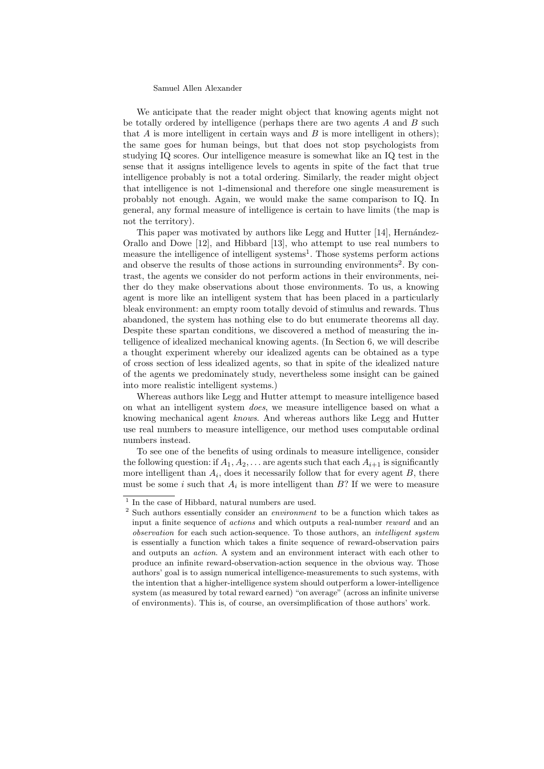We anticipate that the reader might object that knowing agents might not be totally ordered by intelligence (perhaps there are two agents $A$ and $B$ such that $A$ is more intelligent in certain ways and $B$ is more intelligent in others); the same goes for human beings, but that does not stop psychologists from studying IQ scores. Our intelligence measure is somewhat like an IQ test in the sense that it assigns intelligence levels to agents in spite of the fact that true intelligence probably is not a total ordering. Similarly, the reader might object that intelligence is not 1-dimensional and therefore one single measurement is probably not enough. Again, we would make the same comparison to IQ. In general, any formal measure of intelligence is certain to have limits (the map is not the territory).

This paper was motivated by authors like Legg and Hutter [14], Hernández-Orallo and Dowe [12], and Hibbard [13], who attempt to use real numbers to measure the intelligence of intelligent systems[1]. Those systems perform actions and observe the results of those actions in surrounding environments[2]. By contrast, the agents we consider do not perform actions in their environments, neither do they make observations about those environments. To us, a knowing agent is more like an intelligent system that has been placed in a particularly bleak environment: an empty room totally devoid of stimulus and rewards. Thus abandoned, the system has nothing else to do but enumerate theorems all day. Despite these spartan conditions, we discovered a method of measuring the intelligence of idealized mechanical knowing agents. (In Section 6, we will describe a thought experiment whereby our idealized agents can be obtained as a type of cross section of less idealized agents, so that in spite of the idealized nature of the agents we predominately study, nevertheless some insight can be gained into more realistic intelligent systems.)

Whereas authors like Legg and Hutter attempt to measure intelligence based on what an intelligent system *does*, we measure intelligence based on what a knowing mechanical agent *knows*. And whereas authors like Legg and Hutter use real numbers to measure intelligence, our method uses computable ordinal numbers instead.

To see one of the benefits of using ordinals to measure intelligence, consider the following question: if $A_1, A_2, \ldots$ are agents such that each $A_{i+1}$ is significantly more intelligent than $A_i$, does it necessarily follow that for every agent $B$, there must be some $i$ such that $A_i$ is more intelligent than $B$? If we were to measure

[1] In the case of Hibbard, natural numbers are used.

[2] Such authors essentially consider an *environment* to be a function which takes as input a finite sequence of *actions* and which outputs a real-number *reward* and an *observation* for each such action-sequence. To those authors, an *intelligent system* is essentially a function which takes a finite sequence of reward-observation pairs and outputs an *action*. A system and an environment interact with each other to produce an infinite reward-observation-action sequence in the obvious way. Those authors' goal is to assign numerical intelligence-measurements to such systems, with the intention that a higher-intelligence system should outperform a lower-intelligence system (as measured by total reward earned) "on average" (across an infinite universe of environments). This is, of course, an oversimplification of those authors' work.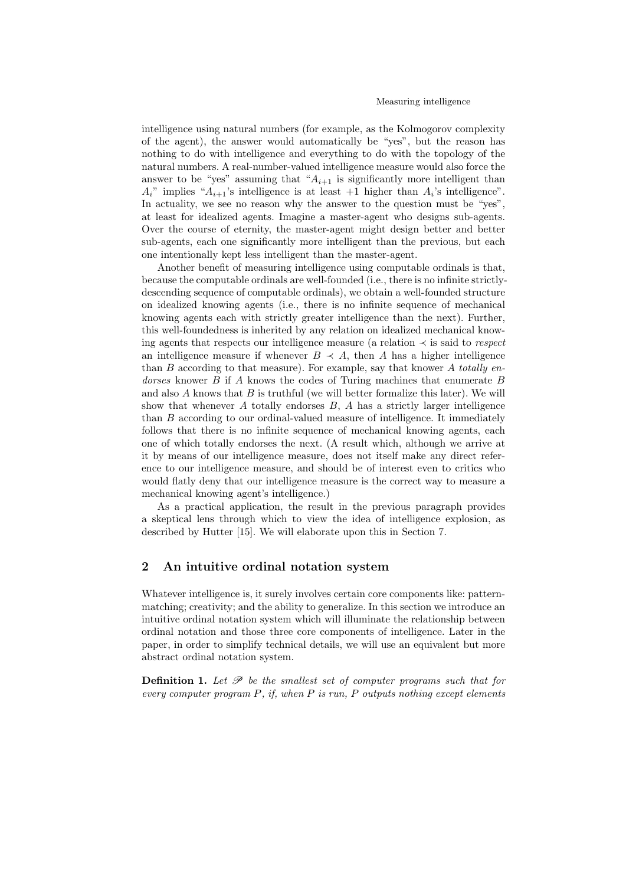intelligence using natural numbers (for example, as the Kolmogorov complexity of the agent), the answer would automatically be "yes", but the reason has nothing to do with intelligence and everything to do with the topology of the natural numbers. A real-number-valued intelligence measure would also force the answer to be "yes" assuming that "$A_{i+1}$ is significantly more intelligent than $A_i$" implies "$A_{i+1}$'s intelligence is at least $+1$ higher than $A_i$'s intelligence". In actuality, we see no reason why the answer to the question must be "yes", at least for idealized agents. Imagine a master-agent who designs sub-agents. Over the course of eternity, the master-agent might design better and better sub-agents, each one significantly more intelligent than the previous, but each one intentionally kept less intelligent than the master-agent.

Another benefit of measuring intelligence using computable ordinals is that, because the computable ordinals are well-founded (i.e., there is no infinite strictly-descending sequence of computable ordinals), we obtain a well-founded structure on idealized knowing agents (i.e., there is no infinite sequence of mechanical knowing agents each with strictly greater intelligence than the next). Further, this well-foundedness is inherited by any relation on idealized mechanical knowing agents that respects our intelligence measure (a relation $\prec$ is said to *respect* an intelligence measure if whenever $B \prec A$, then $A$ has a higher intelligence than $B$ according to that measure). For example, say that knower $A$ *totally endorses* knower $B$ if $A$ knows the codes of Turing machines that enumerate $B$ and also $A$ knows that $B$ is truthful (we will better formalize this later). We will show that whenever $A$ totally endorses $B$, $A$ has a strictly larger intelligence than $B$ according to our ordinal-valued measure of intelligence. It immediately follows that there is no infinite sequence of mechanical knowing agents, each one of which totally endorses the next. (A result which, although we arrive at it by means of our intelligence measure, does not itself make any direct reference to our intelligence measure, and should be of interest even to critics who would flatly deny that our intelligence measure is the correct way to measure a mechanical knowing agent's intelligence.)

As a practical application, the result in the previous paragraph provides a skeptical lens through which to view the idea of intelligence explosion, as described by Hutter [15]. We will elaborate upon this in Section 7.

## 2 An intuitive ordinal notation system

Whatever intelligence is, it surely involves certain core components like: pattern-matching; creativity; and the ability to generalize. In this section we introduce an intuitive ordinal notation system which will illuminate the relationship between ordinal notation and those three core components of intelligence. Later in the paper, in order to simplify technical details, we will use an equivalent but more abstract ordinal notation system.

**Definition 1.** *Let $\mathscr{P}$ be the smallest set of computer programs such that for every computer program $P$, if, when $P$ is run, $P$ outputs nothing except elements*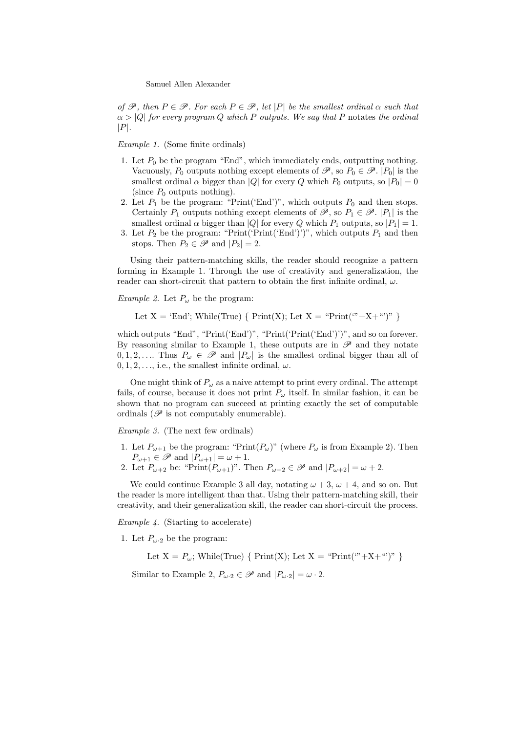*of $\mathscr{P}$, then $P \in \mathscr{P}$. For each $P \in \mathscr{P}$, let $|P|$ be the smallest ordinal $\alpha$ such that $\alpha > |Q|$ for every program $Q$ which $P$ outputs. We say that $P$* notates *the ordinal $|P|$.*

*Example 1.* (Some finite ordinals)

1. Let $P_0$ be the program "End", which immediately ends, outputting nothing. Vacuously, $P_0$ outputs nothing except elements of $\mathscr{P}$, so $P_0 \in \mathscr{P}$. $|P_0|$ is the smallest ordinal $\alpha$ bigger than $|Q|$ for every $Q$ which $P_0$ outputs, so $|P_0| = 0$ (since $P_0$ outputs nothing).
2. Let $P_1$ be the program: "Print('End')", which outputs $P_0$ and then stops. Certainly $P_1$ outputs nothing except elements of $\mathscr{P}$, so $P_1 \in \mathscr{P}$. $|P_1|$ is the smallest ordinal $\alpha$ bigger than $|Q|$ for every $Q$ which $P_1$ outputs, so $|P_1| = 1$.
3. Let $P_2$ be the program: "Print('Print('End')')", which outputs $P_1$ and then stops. Then $P_2 \in \mathscr{P}$ and $|P_2| = 2$.

Using their pattern-matching skills, the reader should recognize a pattern forming in Example 1. Through the use of creativity and generalization, the reader can short-circuit that pattern to obtain the first infinite ordinal, $\omega$.

*Example 2.* Let $P_\omega$ be the program:

```
Let X = 'End'; While(True) { Print(X); Let X = "Print('"+X+"')" }
```

which outputs "End", "Print('End')", "Print('Print('End')')", and so on forever. By reasoning similar to Example 1, these outputs are in $\mathscr{P}$ and they notate $0, 1, 2, \ldots$. Thus $P_\omega \in \mathscr{P}$ and $|P_\omega|$ is the smallest ordinal bigger than all of $0, 1, 2, \ldots$, i.e., the smallest infinite ordinal, $\omega$.

One might think of $P_\omega$ as a naive attempt to print every ordinal. The attempt fails, of course, because it does not print $P_\omega$ itself. In similar fashion, it can be shown that no program can succeed at printing exactly the set of computable ordinals ($\mathscr{P}$ is not computably enumerable).

*Example 3.* (The next few ordinals)

1. Let $P_{\omega+1}$ be the program: "Print($P_\omega$)" (where $P_\omega$ is from Example 2). Then $P_{\omega+1} \in \mathscr{P}$ and $|P_{\omega+1}| = \omega + 1$.
2. Let $P_{\omega+2}$ be: "Print($P_{\omega+1}$)". Then $P_{\omega+2} \in \mathscr{P}$ and $|P_{\omega+2}| = \omega + 2$.

We could continue Example 3 all day, notating $\omega + 3$, $\omega + 4$, and so on. But the reader is more intelligent than that. Using their pattern-matching skill, their creativity, and their generalization skill, the reader can short-circuit the process.

*Example 4.* (Starting to accelerate)

1. Let $P_{\omega \cdot 2}$ be the program:

   ```
   Let X = P_ω; While(True) { Print(X); Let X = "Print('"+X+"')" }
   ```

   Similar to Example 2, $P_{\omega \cdot 2} \in \mathscr{P}$ and $|P_{\omega \cdot 2}| = \omega \cdot 2$.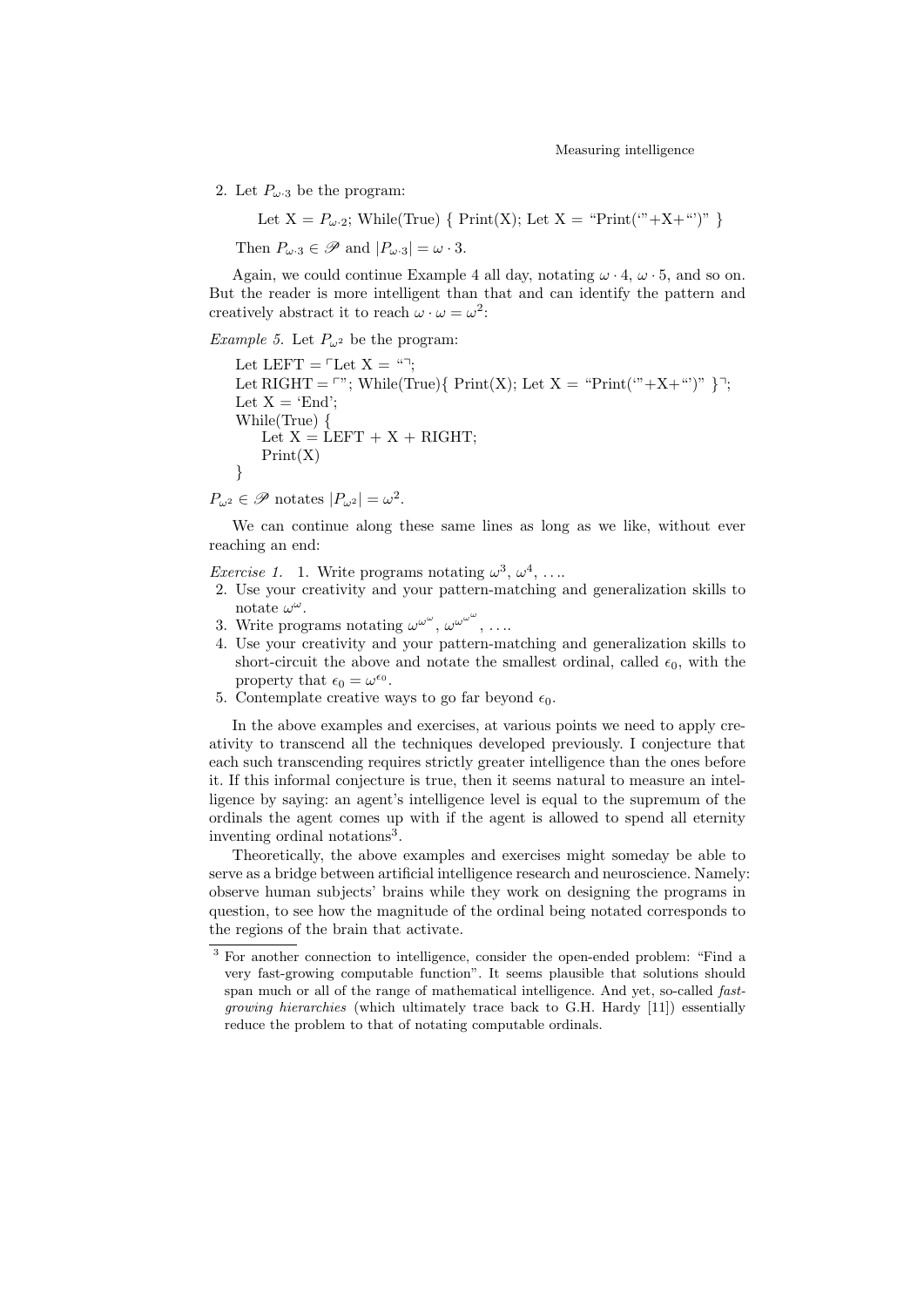2. Let $P_{\omega\cdot 3}$ be the program:

   Let X = $P_{\omega\cdot 2}$; While(True) { Print(X); Let X = "Print('"+X+"')" }

   Then $P_{\omega\cdot 3} \in \mathscr{P}$ and $|P_{\omega\cdot 3}| = \omega \cdot 3$.

Again, we could continue Example 4 all day, notating $\omega \cdot 4$, $\omega \cdot 5$, and so on. But the reader is more intelligent than that and can identify the pattern and creatively abstract it to reach $\omega \cdot \omega = \omega^2$:

*Example 5.* Let $P_{\omega^2}$ be the program:

```
Let LEFT = ⌜Let X = "⌝;
Let RIGHT = ⌜"; While(True){ Print(X); Let X = "Print('"+X+"')" }⌝;
Let X = 'End';
While(True) {
    Let X = LEFT + X + RIGHT;
    Print(X)
}
```

$P_{\omega^2} \in \mathscr{P}$ notates $|P_{\omega^2}| = \omega^2$.

We can continue along these same lines as long as we like, without ever reaching an end:

*Exercise 1.* 1. Write programs notating $\omega^3$, $\omega^4$, ....
2. Use your creativity and your pattern-matching and generalization skills to notate $\omega^\omega$.
3. Write programs notating $\omega^{\omega^\omega}$, $\omega^{\omega^{\omega^\omega}}$, ....
4. Use your creativity and your pattern-matching and generalization skills to short-circuit the above and notate the smallest ordinal, called $\epsilon_0$, with the property that $\epsilon_0 = \omega^{\epsilon_0}$.
5. Contemplate creative ways to go far beyond $\epsilon_0$.

In the above examples and exercises, at various points we need to apply creativity to transcend all the techniques developed previously. I conjecture that each such transcending requires strictly greater intelligence than the ones before it. If this informal conjecture is true, then it seems natural to measure an intelligence by saying: an agent's intelligence level is equal to the supremum of the ordinals the agent comes up with if the agent is allowed to spend all eternity inventing ordinal notations[3].

Theoretically, the above examples and exercises might someday be able to serve as a bridge between artificial intelligence research and neuroscience. Namely: observe human subjects' brains while they work on designing the programs in question, to see how the magnitude of the ordinal being notated corresponds to the regions of the brain that activate.

[3] For another connection to intelligence, consider the open-ended problem: "Find a very fast-growing computable function". It seems plausible that solutions should span much or all of the range of mathematical intelligence. And yet, so-called *fast-growing hierarchies* (which ultimately trace back to G.H. Hardy [11]) essentially reduce the problem to that of notating computable ordinals.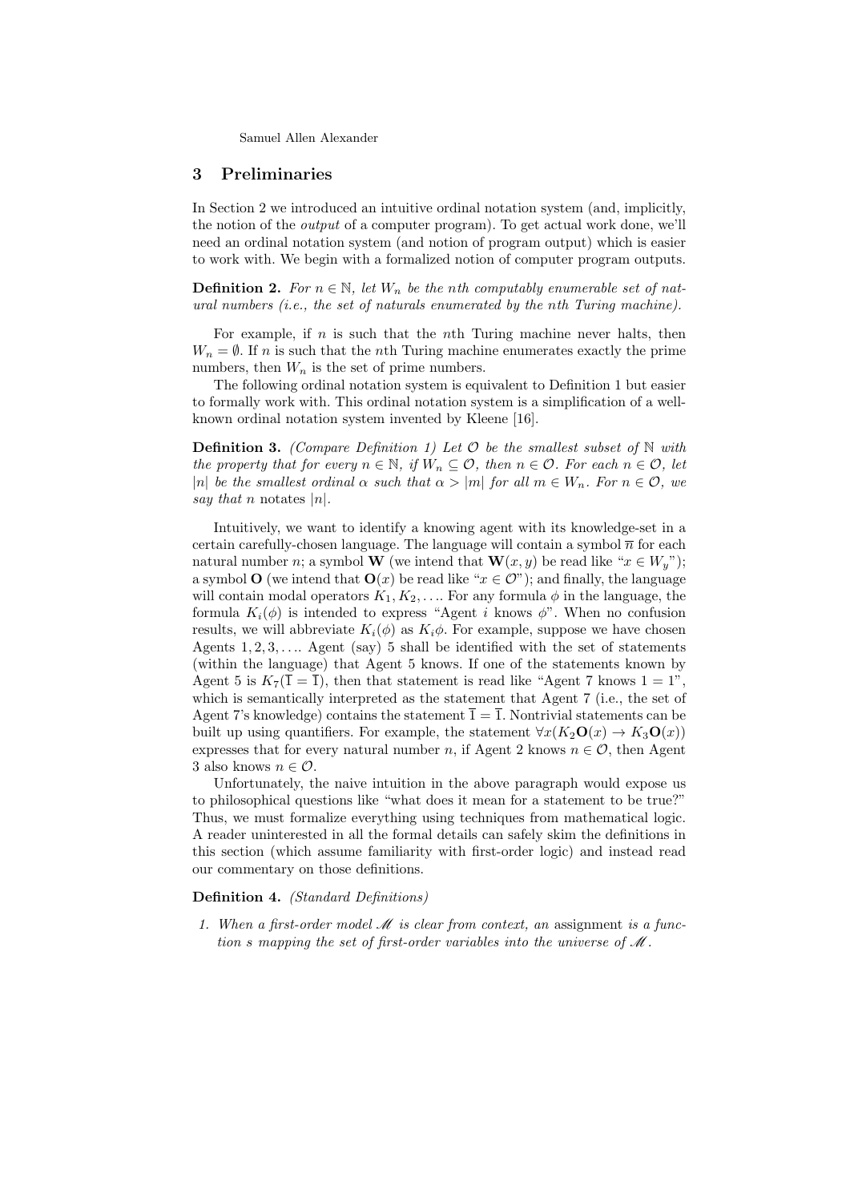## 3 Preliminaries

In Section 2 we introduced an intuitive ordinal notation system (and, implicitly, the notion of the *output* of a computer program). To get actual work done, we'll need an ordinal notation system (and notion of program output) which is easier to work with. We begin with a formalized notion of computer program outputs.

**Definition 2.** *For $n \in \mathbb{N}$, let $W_n$ be the nth computably enumerable set of natural numbers (i.e., the set of naturals enumerated by the nth Turing machine).*

For example, if $n$ is such that the $n$th Turing machine never halts, then $W_n = \emptyset$. If $n$ is such that the $n$th Turing machine enumerates exactly the prime numbers, then $W_n$ is the set of prime numbers.

The following ordinal notation system is equivalent to Definition 1 but easier to formally work with. This ordinal notation system is a simplification of a well-known ordinal notation system invented by Kleene [16].

**Definition 3.** *(Compare Definition 1) Let $\mathcal{O}$ be the smallest subset of $\mathbb{N}$ with the property that for every $n \in \mathbb{N}$, if $W_n \subseteq \mathcal{O}$, then $n \in \mathcal{O}$. For each $n \in \mathcal{O}$, let $|n|$ be the smallest ordinal $\alpha$ such that $\alpha > |m|$ for all $m \in W_n$. For $n \in \mathcal{O}$, we say that $n$* notates *$|n|$.*

Intuitively, we want to identify a knowing agent with its knowledge-set in a certain carefully-chosen language. The language will contain a symbol $\overline{n}$ for each natural number $n$; a symbol $\mathbf{W}$ (we intend that $\mathbf{W}(x, y)$ be read like "$x \in W_y$"); a symbol $\mathbf{O}$ (we intend that $\mathbf{O}(x)$ be read like "$x \in \mathcal{O}$"); and finally, the language will contain modal operators $K_1, K_2, \ldots$. For any formula $\phi$ in the language, the formula $K_i(\phi)$ is intended to express "Agent $i$ knows $\phi$". When no confusion results, we will abbreviate $K_i(\phi)$ as $K_i\phi$. For example, suppose we have chosen Agents $1, 2, 3, \ldots$. Agent (say) 5 shall be identified with the set of statements (within the language) that Agent 5 knows. If one of the statements known by Agent 5 is $K_7(\overline{1} = \overline{1})$, then that statement is read like "Agent 7 knows $1 = 1$", which is semantically interpreted as the statement that Agent 7 (i.e., the set of Agent 7's knowledge) contains the statement $\overline{1} = \overline{1}$. Nontrivial statements can be built up using quantifiers. For example, the statement $\forall x(K_2\mathbf{O}(x) \rightarrow K_3\mathbf{O}(x))$ expresses that for every natural number $n$, if Agent 2 knows $n \in \mathcal{O}$, then Agent 3 also knows $n \in \mathcal{O}$.

Unfortunately, the naive intuition in the above paragraph would expose us to philosophical questions like "what does it mean for a statement to be true?" Thus, we must formalize everything using techniques from mathematical logic. A reader uninterested in all the formal details can safely skim the definitions in this section (which assume familiarity with first-order logic) and instead read our commentary on those definitions.

**Definition 4.** *(Standard Definitions)*

1. *When a first-order model $\mathscr{M}$ is clear from context, an* assignment *is a function $s$ mapping the set of first-order variables into the universe of $\mathscr{M}$.*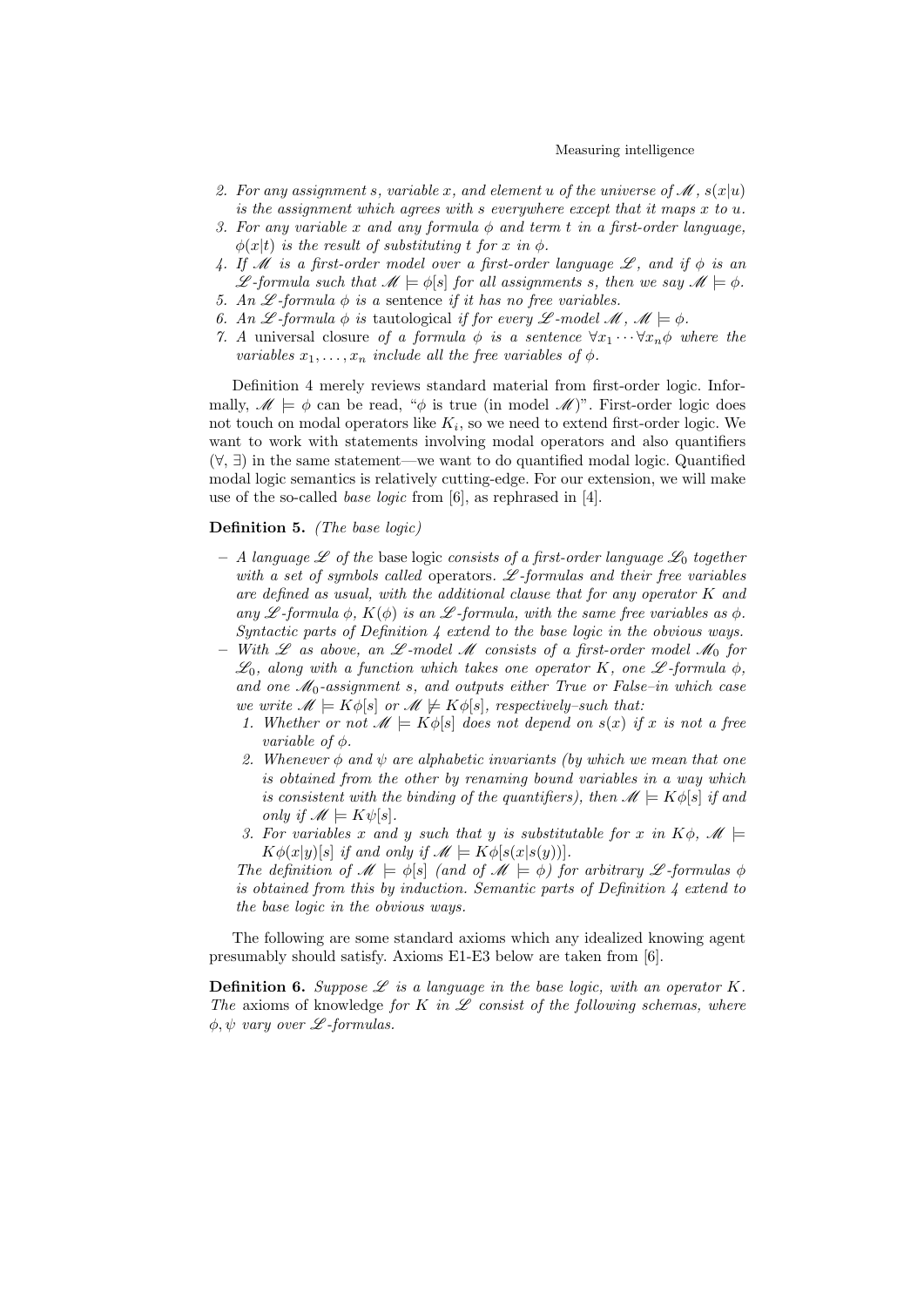2. *For any assignment $s$, variable $x$, and element $u$ of the universe of $\mathscr{M}$, $s(x|u)$ is the assignment which agrees with $s$ everywhere except that it maps $x$ to $u$.*
3. *For any variable $x$ and any formula $\phi$ and term $t$ in a first-order language, $\phi(x|t)$ is the result of substituting $t$ for $x$ in $\phi$.*
4. *If $\mathscr{M}$ is a first-order model over a first-order language $\mathscr{L}$, and if $\phi$ is an $\mathscr{L}$-formula such that $\mathscr{M} \models \phi[s]$ for all assignments $s$, then we say $\mathscr{M} \models \phi$.*
5. *An $\mathscr{L}$-formula $\phi$ is a* sentence *if it has no free variables.*
6. *An $\mathscr{L}$-formula $\phi$ is* tautological *if for every $\mathscr{L}$-model $\mathscr{M}$, $\mathscr{M} \models \phi$.*
7. *A* universal closure *of a formula $\phi$ is a sentence $\forall x_1 \cdots \forall x_n \phi$ where the variables $x_1, \ldots, x_n$ include all the free variables of $\phi$.*

Definition 4 merely reviews standard material from first-order logic. Informally, $\mathscr{M} \models \phi$ can be read, "$\phi$ is true (in model $\mathscr{M}$)". First-order logic does not touch on modal operators like $K_i$, so we need to extend first-order logic. We want to work with statements involving modal operators and also quantifiers ($\forall$, $\exists$) in the same statement—we want to do quantified modal logic. Quantified modal logic semantics is relatively cutting-edge. For our extension, we will make use of the so-called *base logic* from [6], as rephrased in [4].

**Definition 5.** *(The base logic)*

- *A language $\mathscr{L}$ of the* base logic *consists of a first-order language $\mathscr{L}_0$ together with a set of symbols called* operators. *$\mathscr{L}$-formulas and their free variables are defined as usual, with the additional clause that for any operator $K$ and any $\mathscr{L}$-formula $\phi$, $K(\phi)$ is an $\mathscr{L}$-formula, with the same free variables as $\phi$. Syntactic parts of Definition 4 extend to the base logic in the obvious ways.*
- *With $\mathscr{L}$ as above, an $\mathscr{L}$-model $\mathscr{M}$ consists of a first-order model $\mathscr{M}_0$ for $\mathscr{L}_0$, along with a function which takes one operator $K$, one $\mathscr{L}$-formula $\phi$, and one $\mathscr{M}_0$-assignment $s$, and outputs either True or False–in which case we write $\mathscr{M} \models K\phi[s]$ or $\mathscr{M} \not\models K\phi[s]$, respectively–such that:*
  1. *Whether or not $\mathscr{M} \models K\phi[s]$ does not depend on $s(x)$ if $x$ is not a free variable of $\phi$.*
  2. *Whenever $\phi$ and $\psi$ are alphabetic invariants (by which we mean that one is obtained from the other by renaming bound variables in a way which is consistent with the binding of the quantifiers), then $\mathscr{M} \models K\phi[s]$ if and only if $\mathscr{M} \models K\psi[s]$.*
  3. *For variables $x$ and $y$ such that $y$ is substitutable for $x$ in $K\phi$, $\mathscr{M} \models K\phi(x|y)[s]$ if and only if $\mathscr{M} \models K\phi[s(x|s(y))]$.*

  *The definition of $\mathscr{M} \models \phi[s]$ (and of $\mathscr{M} \models \phi$) for arbitrary $\mathscr{L}$-formulas $\phi$ is obtained from this by induction. Semantic parts of Definition 4 extend to the base logic in the obvious ways.*

The following are some standard axioms which any idealized knowing agent presumably should satisfy. Axioms E1-E3 below are taken from [6].

**Definition 6.** *Suppose $\mathscr{L}$ is a language in the base logic, with an operator $K$. The* axioms of knowledge *for $K$ in $\mathscr{L}$ consist of the following schemas, where $\phi, \psi$ vary over $\mathscr{L}$-formulas.*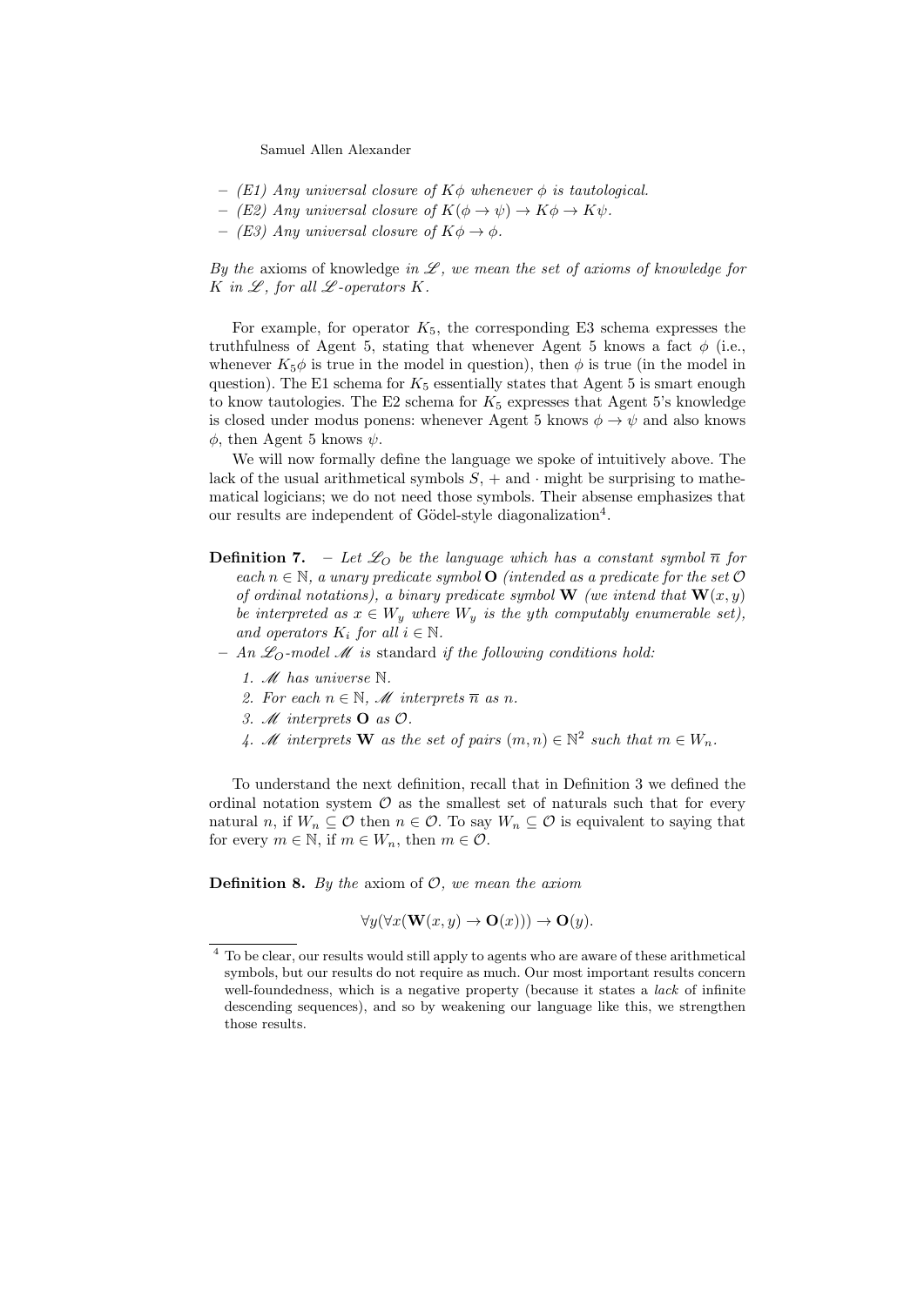– *(E1) Any universal closure of $K\phi$ whenever $\phi$ is tautological.*
– *(E2) Any universal closure of $K(\phi \rightarrow \psi) \rightarrow K\phi \rightarrow K\psi$.*
– *(E3) Any universal closure of $K\phi \rightarrow \phi$.*

*By the* axioms of knowledge *in $\mathscr{L}$, we mean the set of axioms of knowledge for $K$ in $\mathscr{L}$, for all $\mathscr{L}$-operators $K$.*

For example, for operator $K_5$, the corresponding E3 schema expresses the truthfulness of Agent 5, stating that whenever Agent 5 knows a fact $\phi$ (i.e., whenever $K_5\phi$ is true in the model in question), then $\phi$ is true (in the model in question). The E1 schema for $K_5$ essentially states that Agent 5 is smart enough to know tautologies. The E2 schema for $K_5$ expresses that Agent 5's knowledge is closed under modus ponens: whenever Agent 5 knows $\phi \rightarrow \psi$ and also knows $\phi$, then Agent 5 knows $\psi$.

We will now formally define the language we spoke of intuitively above. The lack of the usual arithmetical symbols $S$, $+$ and $\cdot$ might be surprising to mathematical logicians; we do not need those symbols. Their absense emphasizes that our results are independent of Gödel-style diagonalization[4].

**Definition 7.** – *Let $\mathscr{L}_O$ be the language which has a constant symbol $\overline{n}$ for each $n \in \mathbb{N}$, a unary predicate symbol $\mathbf{O}$ (intended as a predicate for the set $\mathcal{O}$ of ordinal notations), a binary predicate symbol $\mathbf{W}$ (we intend that $\mathbf{W}(x,y)$ be interpreted as $x \in W_y$ where $W_y$ is the yth computably enumerable set), and operators $K_i$ for all $i \in \mathbb{N}$.*

– *An $\mathscr{L}_O$-model $\mathscr{M}$ is* standard *if the following conditions hold:*
  1. *$\mathscr{M}$ has universe $\mathbb{N}$.*
  2. *For each $n \in \mathbb{N}$, $\mathscr{M}$ interprets $\overline{n}$ as $n$.*
  3. *$\mathscr{M}$ interprets $\mathbf{O}$ as $\mathcal{O}$.*
  4. *$\mathscr{M}$ interprets $\mathbf{W}$ as the set of pairs $(m,n) \in \mathbb{N}^2$ such that $m \in W_n$.*

To understand the next definition, recall that in Definition 3 we defined the ordinal notation system $\mathcal{O}$ as the smallest set of naturals such that for every natural $n$, if $W_n \subseteq \mathcal{O}$ then $n \in \mathcal{O}$. To say $W_n \subseteq \mathcal{O}$ is equivalent to saying that for every $m \in \mathbb{N}$, if $m \in W_n$, then $m \in \mathcal{O}$.

**Definition 8.** *By the* axiom of $\mathcal{O}$*, we mean the axiom*

$$\forall y(\forall x(\mathbf{W}(x,y) \rightarrow \mathbf{O}(x))) \rightarrow \mathbf{O}(y).$$

[4] To be clear, our results would still apply to agents who are aware of these arithmetical symbols, but our results do not require as much. Our most important results concern well-foundedness, which is a negative property (because it states a *lack* of infinite descending sequences), and so by weakening our language like this, we strengthen those results.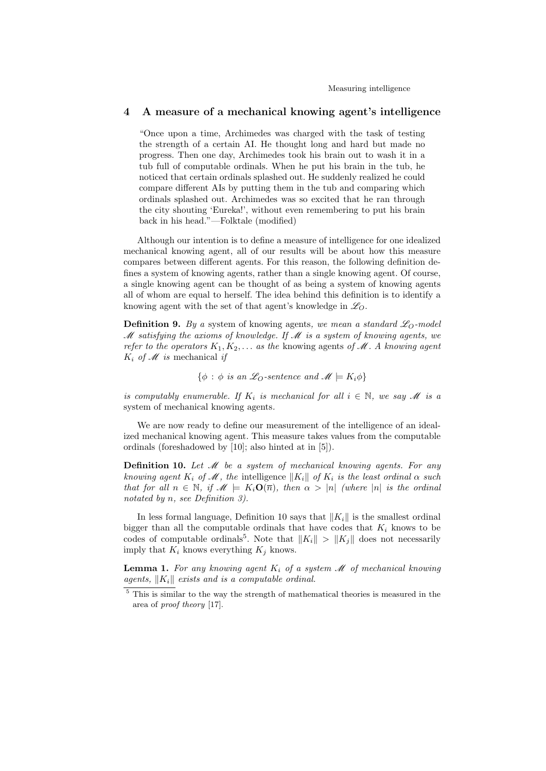## 4 A measure of a mechanical knowing agent's intelligence

> "Once upon a time, Archimedes was charged with the task of testing the strength of a certain AI. He thought long and hard but made no progress. Then one day, Archimedes took his brain out to wash it in a tub full of computable ordinals. When he put his brain in the tub, he noticed that certain ordinals splashed out. He suddenly realized he could compare different AIs by putting them in the tub and comparing which ordinals splashed out. Archimedes was so excited that he ran through the city shouting 'Eureka!', without even remembering to put his brain back in his head."—Folktale (modified)

Although our intention is to define a measure of intelligence for one idealized mechanical knowing agent, all of our results will be about how this measure compares between different agents. For this reason, the following definition defines a system of knowing agents, rather than a single knowing agent. Of course, a single knowing agent can be thought of as being a system of knowing agents all of whom are equal to herself. The idea behind this definition is to identify a knowing agent with the set of that agent's knowledge in $\mathscr{L}_O$.

**Definition 9.** *By a* system of knowing agents*, we mean a standard $\mathscr{L}_O$-model $\mathscr{M}$ satisfying the axioms of knowledge. If $\mathscr{M}$ is a system of knowing agents, we refer to the operators $K_1, K_2, \ldots$ as the* knowing agents *of $\mathscr{M}$. A knowing agent $K_i$ of $\mathscr{M}$ is* mechanical *if*

$$\{\phi : \phi \text{ is an } \mathscr{L}_O\text{-sentence and } \mathscr{M} \models K_i\phi\}$$

*is computably enumerable. If $K_i$ is mechanical for all $i \in \mathbb{N}$, we say $\mathscr{M}$ is a* system of mechanical knowing agents.

We are now ready to define our measurement of the intelligence of an idealized mechanical knowing agent. This measure takes values from the computable ordinals (foreshadowed by [10]; also hinted at in [5]).

**Definition 10.** *Let $\mathscr{M}$ be a system of mechanical knowing agents. For any knowing agent $K_i$ of $\mathscr{M}$, the* intelligence *$\|K_i\|$ of $K_i$ is the least ordinal $\alpha$ such that for all $n \in \mathbb{N}$, if $\mathscr{M} \models K_i\mathbf{O}(\overline{n})$, then $\alpha > |n|$ (where $|n|$ is the ordinal notated by $n$, see Definition 3).*

In less formal language, Definition 10 says that $\|K_i\|$ is the smallest ordinal bigger than all the computable ordinals that have codes that $K_i$ knows to be codes of computable ordinals[5]. Note that $\|K_i\| > \|K_j\|$ does not necessarily imply that $K_i$ knows everything $K_j$ knows.

**Lemma 1.** *For any knowing agent $K_i$ of a system $\mathscr{M}$ of mechanical knowing agents, $\|K_i\|$ exists and is a computable ordinal.*

[5] This is similar to the way the strength of mathematical theories is measured in the area of *proof theory* [17].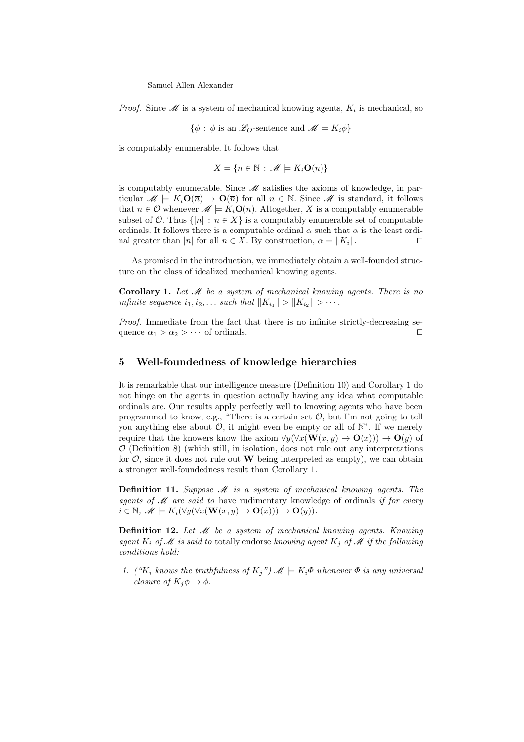*Proof.* Since $\mathscr{M}$ is a system of mechanical knowing agents, $K_i$ is mechanical, so

$$\{\phi : \phi \text{ is an } \mathscr{L}_O\text{-sentence and } \mathscr{M} \models K_i\phi\}$$

is computably enumerable. It follows that

$$X = \{n \in \mathbb{N} : \mathscr{M} \models K_i\mathbf{O}(\overline{n})\}$$

is computably enumerable. Since $\mathscr{M}$ satisfies the axioms of knowledge, in particular $\mathscr{M} \models K_i\mathbf{O}(\overline{n}) \rightarrow \mathbf{O}(\overline{n})$ for all $n \in \mathbb{N}$. Since $\mathscr{M}$ is standard, it follows that $n \in \mathcal{O}$ whenever $\mathscr{M} \models K_i\mathbf{O}(\overline{n})$. Altogether, $X$ is a computably enumerable subset of $\mathcal{O}$. Thus $\{|n| : n \in X\}$ is a computably enumerable set of computable ordinals. It follows there is a computable ordinal $\alpha$ such that $\alpha$ is the least ordinal greater than $|n|$ for all $n \in X$. By construction, $\alpha = \|K_i\|$. ◻

As promised in the introduction, we immediately obtain a well-founded structure on the class of idealized mechanical knowing agents.

**Corollary 1.** *Let $\mathscr{M}$ be a system of mechanical knowing agents. There is no infinite sequence $i_1, i_2, \ldots$ such that $\|K_{i_1}\| > \|K_{i_2}\| > \cdots$.*

*Proof.* Immediate from the fact that there is no infinite strictly-decreasing sequence $\alpha_1 > \alpha_2 > \cdots$ of ordinals. ◻

## 5 Well-foundedness of knowledge hierarchies

It is remarkable that our intelligence measure (Definition 10) and Corollary 1 do not hinge on the agents in question actually having any idea what computable ordinals are. Our results apply perfectly well to knowing agents who have been programmed to know, e.g., "There is a certain set $\mathcal{O}$, but I'm not going to tell you anything else about $\mathcal{O}$, it might even be empty or all of $\mathbb{N}$". If we merely require that the knowers know the axiom $\forall y(\forall x(\mathbf{W}(x,y) \rightarrow \mathbf{O}(x))) \rightarrow \mathbf{O}(y)$ of $\mathcal{O}$ (Definition 8) (which still, in isolation, does not rule out any interpretations for $\mathcal{O}$, since it does not rule out $\mathbf{W}$ being interpreted as empty), we can obtain a stronger well-foundedness result than Corollary 1.

**Definition 11.** *Suppose $\mathscr{M}$ is a system of mechanical knowing agents. The agents of $\mathscr{M}$ are said to* have rudimentary knowledge of ordinals *if for every $i \in \mathbb{N}$, $\mathscr{M} \models K_i(\forall y(\forall x(\mathbf{W}(x,y) \rightarrow \mathbf{O}(x))) \rightarrow \mathbf{O}(y))$.*

**Definition 12.** *Let $\mathscr{M}$ be a system of mechanical knowing agents. Knowing agent $K_i$ of $\mathscr{M}$ is said to* totally endorse *knowing agent $K_j$ of $\mathscr{M}$ if the following conditions hold:*

1. *("$K_i$ knows the truthfulness of $K_j$") $\mathscr{M} \models K_i\Phi$ whenever $\Phi$ is any universal closure of $K_j\phi \rightarrow \phi$.*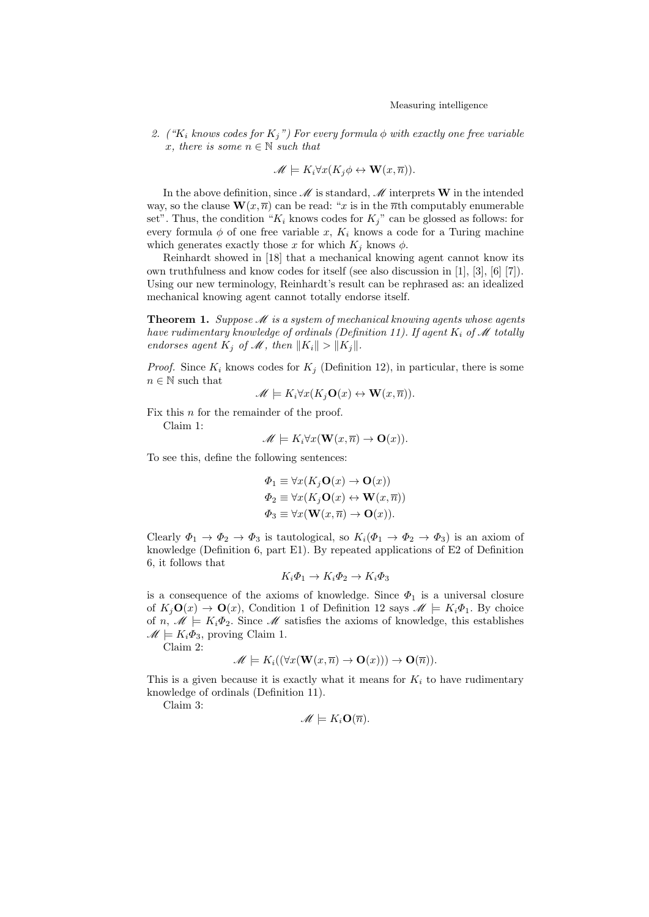2. *("$K_i$ knows codes for $K_j$") For every formula $\phi$ with exactly one free variable $x$, there is some $n \in \mathbb{N}$ such that*

$$\mathscr{M} \models K_i \forall x (K_j \phi \leftrightarrow \mathbf{W}(x, \overline{n})).$$

In the above definition, since $\mathscr{M}$ is standard, $\mathscr{M}$ interprets $\mathbf{W}$ in the intended way, so the clause $\mathbf{W}(x, \overline{n})$ can be read: "$x$ is in the $\overline{n}$th computably enumerable set". Thus, the condition "$K_i$ knows codes for $K_j$" can be glossed as follows: for every formula $\phi$ of one free variable $x$, $K_i$ knows a code for a Turing machine which generates exactly those $x$ for which $K_j$ knows $\phi$.

Reinhardt showed in [18] that a mechanical knowing agent cannot know its own truthfulness and know codes for itself (see also discussion in [1], [3], [6] [7]). Using our new terminology, Reinhardt's result can be rephrased as: an idealized mechanical knowing agent cannot totally endorse itself.

**Theorem 1.** *Suppose $\mathscr{M}$ is a system of mechanical knowing agents whose agents have rudimentary knowledge of ordinals (Definition 11). If agent $K_i$ of $\mathscr{M}$ totally endorses agent $K_j$ of $\mathscr{M}$, then $\|K_i\| > \|K_j\|$.*

*Proof.* Since $K_i$ knows codes for $K_j$ (Definition 12), in particular, there is some $n \in \mathbb{N}$ such that

$$\mathscr{M} \models K_i \forall x (K_j \mathbf{O}(x) \leftrightarrow \mathbf{W}(x, \overline{n})).$$

Fix this $n$ for the remainder of the proof.

Claim 1:

$$\mathscr{M} \models K_i \forall x (\mathbf{W}(x, \overline{n}) \rightarrow \mathbf{O}(x)).$$

To see this, define the following sentences:

$$\begin{aligned}
\Phi_1 &\equiv \forall x (K_j \mathbf{O}(x) \rightarrow \mathbf{O}(x)) \\
\Phi_2 &\equiv \forall x (K_j \mathbf{O}(x) \leftrightarrow \mathbf{W}(x, \overline{n})) \\
\Phi_3 &\equiv \forall x (\mathbf{W}(x, \overline{n}) \rightarrow \mathbf{O}(x)).
\end{aligned}$$

Clearly $\Phi_1 \rightarrow \Phi_2 \rightarrow \Phi_3$ is tautological, so $K_i(\Phi_1 \rightarrow \Phi_2 \rightarrow \Phi_3)$ is an axiom of knowledge (Definition 6, part E1). By repeated applications of E2 of Definition 6, it follows that

$$K_i \Phi_1 \rightarrow K_i \Phi_2 \rightarrow K_i \Phi_3$$

is a consequence of the axioms of knowledge. Since $\Phi_1$ is a universal closure of $K_j \mathbf{O}(x) \rightarrow \mathbf{O}(x)$, Condition 1 of Definition 12 says $\mathscr{M} \models K_i \Phi_1$. By choice of $n$, $\mathscr{M} \models K_i \Phi_2$. Since $\mathscr{M}$ satisfies the axioms of knowledge, this establishes $\mathscr{M} \models K_i \Phi_3$, proving Claim 1.

Claim 2:

$$\mathscr{M} \models K_i((\forall x (\mathbf{W}(x, \overline{n}) \rightarrow \mathbf{O}(x))) \rightarrow \mathbf{O}(\overline{n})).$$

This is a given because it is exactly what it means for $K_i$ to have rudimentary knowledge of ordinals (Definition 11).

Claim 3:

$$\mathscr{M} \models K_i \mathbf{O}(\overline{n}).$$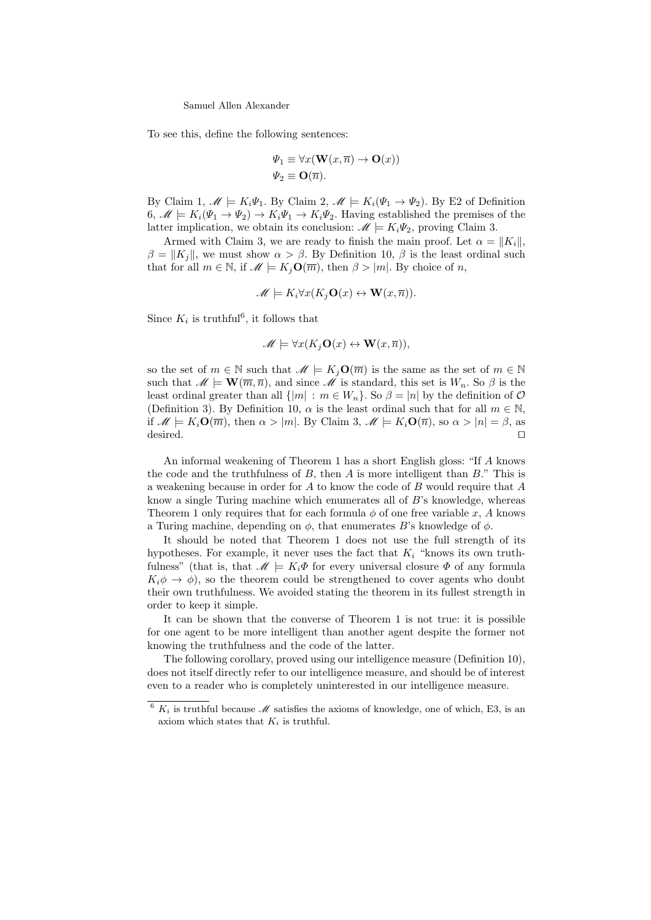To see this, define the following sentences:

$$\Psi_1 \equiv \forall x(\mathbf{W}(x, \overline{n}) \rightarrow \mathbf{O}(x))$$
$$\Psi_2 \equiv \mathbf{O}(\overline{n}).$$

By Claim 1, $\mathscr{M} \models K_i\Psi_1$. By Claim 2, $\mathscr{M} \models K_i(\Psi_1 \rightarrow \Psi_2)$. By E2 of Definition 6, $\mathscr{M} \models K_i(\Psi_1 \rightarrow \Psi_2) \rightarrow K_i\Psi_1 \rightarrow K_i\Psi_2$. Having established the premises of the latter implication, we obtain its conclusion: $\mathscr{M} \models K_i\Psi_2$, proving Claim 3.

Armed with Claim 3, we are ready to finish the main proof. Let $\alpha = \|K_i\|$, $\beta = \|K_j\|$, we must show $\alpha > \beta$. By Definition 10, $\beta$ is the least ordinal such that for all $m \in \mathbb{N}$, if $\mathscr{M} \models K_j\mathbf{O}(\overline{m})$, then $\beta > |m|$. By choice of $n$,

$$\mathscr{M} \models K_i\forall x(K_j\mathbf{O}(x) \leftrightarrow \mathbf{W}(x, \overline{n})).$$

Since $K_i$ is truthful[6], it follows that

$$\mathscr{M} \models \forall x(K_j\mathbf{O}(x) \leftrightarrow \mathbf{W}(x, \overline{n})),$$

so the set of $m \in \mathbb{N}$ such that $\mathscr{M} \models K_j\mathbf{O}(\overline{m})$ is the same as the set of $m \in \mathbb{N}$ such that $\mathscr{M} \models \mathbf{W}(\overline{m}, \overline{n})$, and since $\mathscr{M}$ is standard, this set is $W_n$. So $\beta$ is the least ordinal greater than all $\{|m| : m \in W_n\}$. So $\beta = |n|$ by the definition of $\mathcal{O}$ (Definition 3). By Definition 10, $\alpha$ is the least ordinal such that for all $m \in \mathbb{N}$, if $\mathscr{M} \models K_i\mathbf{O}(\overline{m})$, then $\alpha > |m|$. By Claim 3, $\mathscr{M} \models K_i\mathbf{O}(\overline{n})$, so $\alpha > |n| = \beta$, as desired. ☐

An informal weakening of Theorem 1 has a short English gloss: "If $A$ knows the code and the truthfulness of $B$, then $A$ is more intelligent than $B$." This is a weakening because in order for $A$ to know the code of $B$ would require that $A$ know a single Turing machine which enumerates all of $B$'s knowledge, whereas Theorem 1 only requires that for each formula $\phi$ of one free variable $x$, $A$ knows a Turing machine, depending on $\phi$, that enumerates $B$'s knowledge of $\phi$.

It should be noted that Theorem 1 does not use the full strength of its hypotheses. For example, it never uses the fact that $K_i$ "knows its own truthfulness" (that is, that $\mathscr{M} \models K_i\Phi$ for every universal closure $\Phi$ of any formula $K_i\phi \rightarrow \phi$), so the theorem could be strengthened to cover agents who doubt their own truthfulness. We avoided stating the theorem in its fullest strength in order to keep it simple.

It can be shown that the converse of Theorem 1 is not true: it is possible for one agent to be more intelligent than another agent despite the former not knowing the truthfulness and the code of the latter.

The following corollary, proved using our intelligence measure (Definition 10), does not itself directly refer to our intelligence measure, and should be of interest even to a reader who is completely uninterested in our intelligence measure.

[6] $K_i$ is truthful because $\mathscr{M}$ satisfies the axioms of knowledge, one of which, E3, is an axiom which states that $K_i$ is truthful.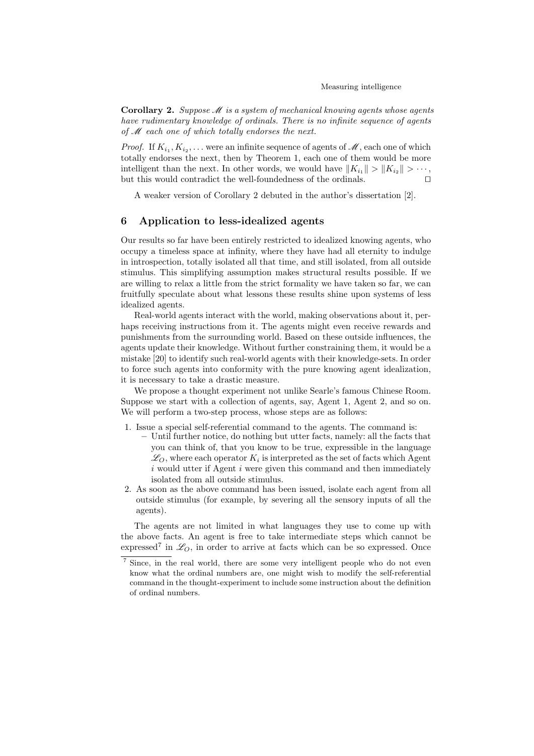**Corollary 2.** *Suppose $\mathscr{M}$ is a system of mechanical knowing agents whose agents have rudimentary knowledge of ordinals. There is no infinite sequence of agents of $\mathscr{M}$ each one of which totally endorses the next.*

*Proof.* If $K_{i_1}, K_{i_2}, \ldots$ were an infinite sequence of agents of $\mathscr{M}$, each one of which totally endorses the next, then by Theorem 1, each one of them would be more intelligent than the next. In other words, we would have $\|K_{i_1}\| > \|K_{i_2}\| > \cdots$, but this would contradict the well-foundedness of the ordinals. □

A weaker version of Corollary 2 debuted in the author's dissertation [2].

## 6 Application to less-idealized agents

Our results so far have been entirely restricted to idealized knowing agents, who occupy a timeless space at infinity, where they have had all eternity to indulge in introspection, totally isolated all that time, and still isolated, from all outside stimulus. This simplifying assumption makes structural results possible. If we are willing to relax a little from the strict formality we have taken so far, we can fruitfully speculate about what lessons these results shine upon systems of less idealized agents.

Real-world agents interact with the world, making observations about it, perhaps receiving instructions from it. The agents might even receive rewards and punishments from the surrounding world. Based on these outside influences, the agents update their knowledge. Without further constraining them, it would be a mistake [20] to identify such real-world agents with their knowledge-sets. In order to force such agents into conformity with the pure knowing agent idealization, it is necessary to take a drastic measure.

We propose a thought experiment not unlike Searle's famous Chinese Room. Suppose we start with a collection of agents, say, Agent 1, Agent 2, and so on. We will perform a two-step process, whose steps are as follows:

1. Issue a special self-referential command to the agents. The command is:
   - Until further notice, do nothing but utter facts, namely: all the facts that you can think of, that you know to be true, expressible in the language $\mathscr{L}_O$, where each operator $K_i$ is interpreted as the set of facts which Agent $i$ would utter if Agent $i$ were given this command and then immediately isolated from all outside stimulus.
2. As soon as the above command has been issued, isolate each agent from all outside stimulus (for example, by severing all the sensory inputs of all the agents).

The agents are not limited in what languages they use to come up with the above facts. An agent is free to take intermediate steps which cannot be expressed[7] in $\mathscr{L}_O$, in order to arrive at facts which can be so expressed. Once

[7] Since, in the real world, there are some very intelligent people who do not even know what the ordinal numbers are, one might wish to modify the self-referential command in the thought-experiment to include some instruction about the definition of ordinal numbers.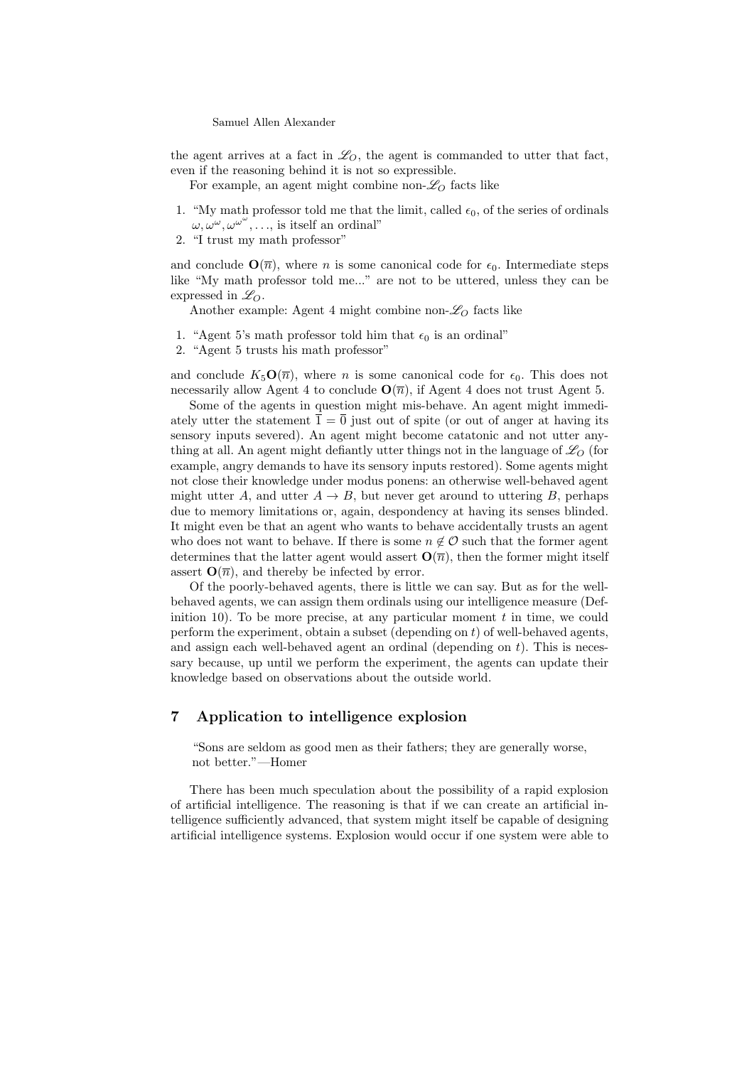the agent arrives at a fact in $\mathscr{L}_O$, the agent is commanded to utter that fact, even if the reasoning behind it is not so expressible.

For example, an agent might combine non-$\mathscr{L}_O$ facts like

1. "My math professor told me that the limit, called $\epsilon_0$, of the series of ordinals $\omega, \omega^\omega, \omega^{\omega^\omega}, \ldots$, is itself an ordinal"
2. "I trust my math professor"

and conclude $\mathbf{O}(\overline{n})$, where $n$ is some canonical code for $\epsilon_0$. Intermediate steps like "My math professor told me..." are not to be uttered, unless they can be expressed in $\mathscr{L}_O$.

Another example: Agent 4 might combine non-$\mathscr{L}_O$ facts like

1. "Agent 5's math professor told him that $\epsilon_0$ is an ordinal"
2. "Agent 5 trusts his math professor"

and conclude $K_5\mathbf{O}(\overline{n})$, where $n$ is some canonical code for $\epsilon_0$. This does not necessarily allow Agent 4 to conclude $\mathbf{O}(\overline{n})$, if Agent 4 does not trust Agent 5.

Some of the agents in question might mis-behave. An agent might immediately utter the statement $\overline{1} = \overline{0}$ just out of spite (or out of anger at having its sensory inputs severed). An agent might become catatonic and not utter anything at all. An agent might defiantly utter things not in the language of $\mathscr{L}_O$ (for example, angry demands to have its sensory inputs restored). Some agents might not close their knowledge under modus ponens: an otherwise well-behaved agent might utter $A$, and utter $A \rightarrow B$, but never get around to uttering $B$, perhaps due to memory limitations or, again, despondency at having its senses blinded. It might even be that an agent who wants to behave accidentally trusts an agent who does not want to behave. If there is some $n \notin \mathcal{O}$ such that the former agent determines that the latter agent would assert $\mathbf{O}(\overline{n})$, then the former might itself assert $\mathbf{O}(\overline{n})$, and thereby be infected by error.

Of the poorly-behaved agents, there is little we can say. But as for the well-behaved agents, we can assign them ordinals using our intelligence measure (Definition 10). To be more precise, at any particular moment $t$ in time, we could perform the experiment, obtain a subset (depending on $t$) of well-behaved agents, and assign each well-behaved agent an ordinal (depending on $t$). This is necessary because, up until we perform the experiment, the agents can update their knowledge based on observations about the outside world.

## 7 Application to intelligence explosion

"Sons are seldom as good men as their fathers; they are generally worse, not better."—Homer

There has been much speculation about the possibility of a rapid explosion of artificial intelligence. The reasoning is that if we can create an artificial intelligence sufficiently advanced, that system might itself be capable of designing artificial intelligence systems. Explosion would occur if one system were able to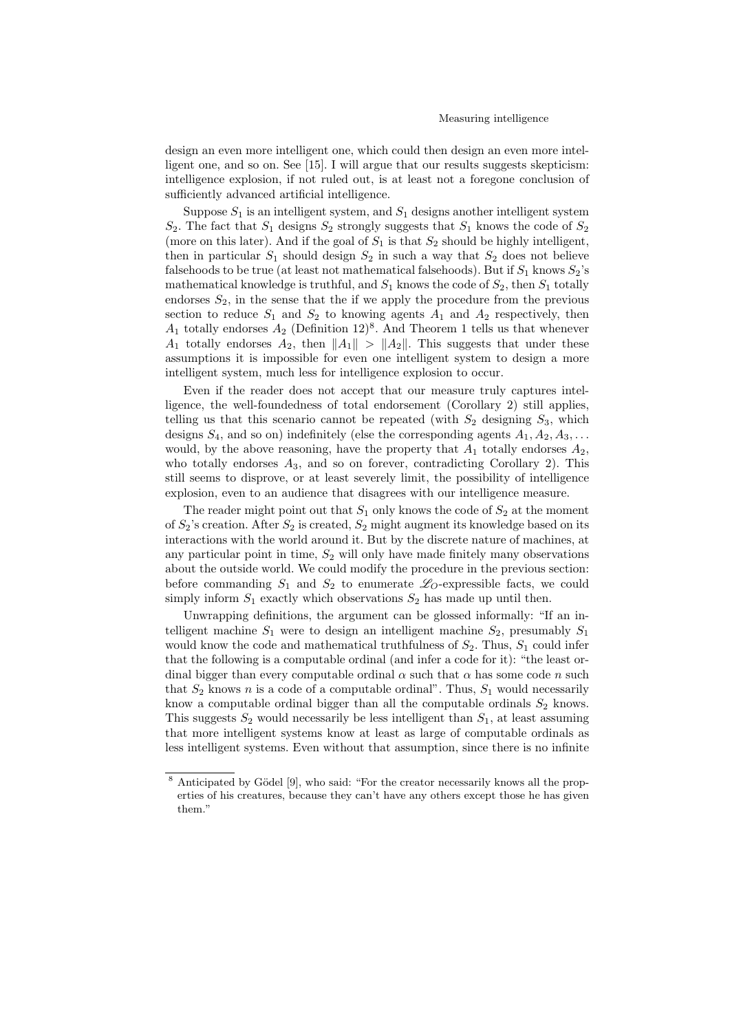design an even more intelligent one, which could then design an even more intelligent one, and so on. See [15]. I will argue that our results suggests skepticism: intelligence explosion, if not ruled out, is at least not a foregone conclusion of sufficiently advanced artificial intelligence.

Suppose $S_1$ is an intelligent system, and $S_1$ designs another intelligent system $S_2$. The fact that $S_1$ designs $S_2$ strongly suggests that $S_1$ knows the code of $S_2$ (more on this later). And if the goal of $S_1$ is that $S_2$ should be highly intelligent, then in particular $S_1$ should design $S_2$ in such a way that $S_2$ does not believe falsehoods to be true (at least not mathematical falsehoods). But if $S_1$ knows $S_2$'s mathematical knowledge is truthful, and $S_1$ knows the code of $S_2$, then $S_1$ totally endorses $S_2$, in the sense that the if we apply the procedure from the previous section to reduce $S_1$ and $S_2$ to knowing agents $A_1$ and $A_2$ respectively, then $A_1$ totally endorses $A_2$ (Definition 12)[8]. And Theorem 1 tells us that whenever $A_1$ totally endorses $A_2$, then $\|A_1\| > \|A_2\|$. This suggests that under these assumptions it is impossible for even one intelligent system to design a more intelligent system, much less for intelligence explosion to occur.

Even if the reader does not accept that our measure truly captures intelligence, the well-foundedness of total endorsement (Corollary 2) still applies, telling us that this scenario cannot be repeated (with $S_2$ designing $S_3$, which designs $S_4$, and so on) indefinitely (else the corresponding agents $A_1, A_2, A_3, \ldots$ would, by the above reasoning, have the property that $A_1$ totally endorses $A_2$, who totally endorses $A_3$, and so on forever, contradicting Corollary 2). This still seems to disprove, or at least severely limit, the possibility of intelligence explosion, even to an audience that disagrees with our intelligence measure.

The reader might point out that $S_1$ only knows the code of $S_2$ at the moment of $S_2$'s creation. After $S_2$ is created, $S_2$ might augment its knowledge based on its interactions with the world around it. But by the discrete nature of machines, at any particular point in time, $S_2$ will only have made finitely many observations about the outside world. We could modify the procedure in the previous section: before commanding $S_1$ and $S_2$ to enumerate $\mathscr{L}_O$-expressible facts, we could simply inform $S_1$ exactly which observations $S_2$ has made up until then.

Unwrapping definitions, the argument can be glossed informally: "If an intelligent machine $S_1$ were to design an intelligent machine $S_2$, presumably $S_1$ would know the code and mathematical truthfulness of $S_2$. Thus, $S_1$ could infer that the following is a computable ordinal (and infer a code for it): "the least ordinal bigger than every computable ordinal $\alpha$ such that $\alpha$ has some code $n$ such that $S_2$ knows $n$ is a code of a computable ordinal". Thus, $S_1$ would necessarily know a computable ordinal bigger than all the computable ordinals $S_2$ knows. This suggests $S_2$ would necessarily be less intelligent than $S_1$, at least assuming that more intelligent systems know at least as large of computable ordinals as less intelligent systems. Even without that assumption, since there is no infinite

[8] Anticipated by Gödel [9], who said: "For the creator necessarily knows all the properties of his creatures, because they can't have any others except those he has given them."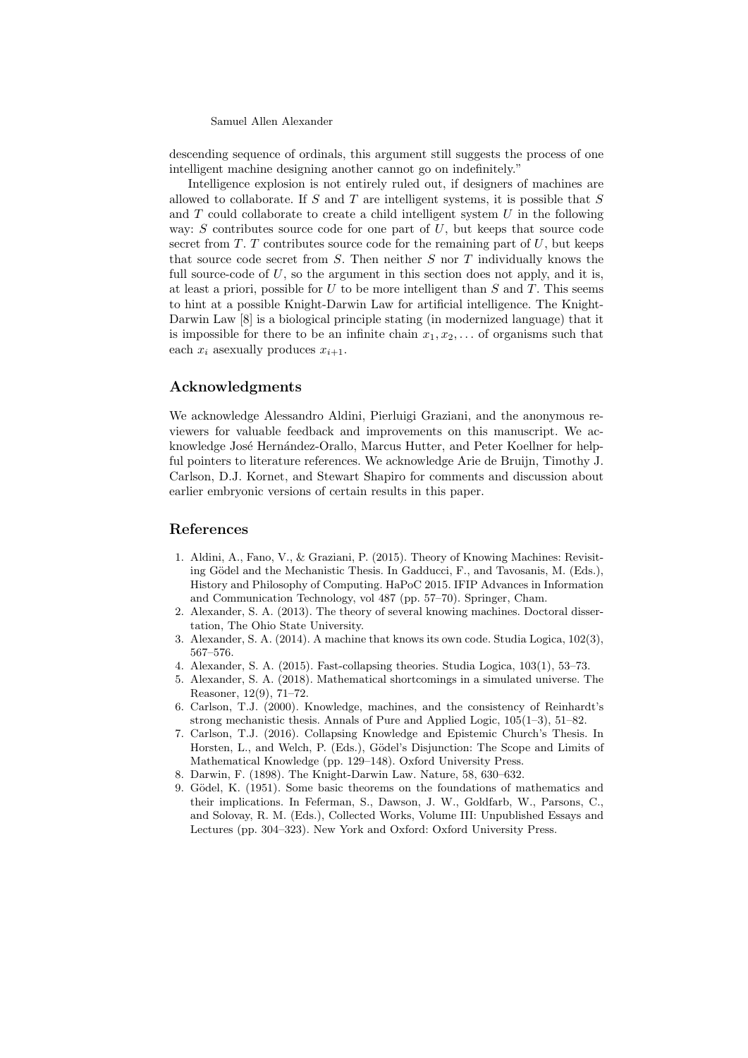descending sequence of ordinals, this argument still suggests the process of one intelligent machine designing another cannot go on indefinitely."

Intelligence explosion is not entirely ruled out, if designers of machines are allowed to collaborate. If $S$ and $T$ are intelligent systems, it is possible that $S$ and $T$ could collaborate to create a child intelligent system $U$ in the following way: $S$ contributes source code for one part of $U$, but keeps that source code secret from $T$. $T$ contributes source code for the remaining part of $U$, but keeps that source code secret from $S$. Then neither $S$ nor $T$ individually knows the full source-code of $U$, so the argument in this section does not apply, and it is, at least a priori, possible for $U$ to be more intelligent than $S$ and $T$. This seems to hint at a possible Knight-Darwin Law for artificial intelligence. The Knight-Darwin Law [8] is a biological principle stating (in modernized language) that it is impossible for there to be an infinite chain $x_1, x_2, \ldots$ of organisms such that each $x_i$ asexually produces $x_{i+1}$.

## Acknowledgments

We acknowledge Alessandro Aldini, Pierluigi Graziani, and the anonymous reviewers for valuable feedback and improvements on this manuscript. We acknowledge José Hernández-Orallo, Marcus Hutter, and Peter Koellner for helpful pointers to literature references. We acknowledge Arie de Bruijn, Timothy J. Carlson, D.J. Kornet, and Stewart Shapiro for comments and discussion about earlier embryonic versions of certain results in this paper.

## References

1. Aldini, A., Fano, V., & Graziani, P. (2015). Theory of Knowing Machines: Revisiting Gödel and the Mechanistic Thesis. In Gadducci, F., and Tavosanis, M. (Eds.), History and Philosophy of Computing. HaPoC 2015. IFIP Advances in Information and Communication Technology, vol 487 (pp. 57–70). Springer, Cham.
2. Alexander, S. A. (2013). The theory of several knowing machines. Doctoral dissertation, The Ohio State University.
3. Alexander, S. A. (2014). A machine that knows its own code. Studia Logica, 102(3), 567–576.
4. Alexander, S. A. (2015). Fast-collapsing theories. Studia Logica, 103(1), 53–73.
5. Alexander, S. A. (2018). Mathematical shortcomings in a simulated universe. The Reasoner, 12(9), 71–72.
6. Carlson, T.J. (2000). Knowledge, machines, and the consistency of Reinhardt's strong mechanistic thesis. Annals of Pure and Applied Logic, 105(1–3), 51–82.
7. Carlson, T.J. (2016). Collapsing Knowledge and Epistemic Church's Thesis. In Horsten, L., and Welch, P. (Eds.), Gödel's Disjunction: The Scope and Limits of Mathematical Knowledge (pp. 129–148). Oxford University Press.
8. Darwin, F. (1898). The Knight-Darwin Law. Nature, 58, 630–632.
9. Gödel, K. (1951). Some basic theorems on the foundations of mathematics and their implications. In Feferman, S., Dawson, J. W., Goldfarb, W., Parsons, C., and Solovay, R. M. (Eds.), Collected Works, Volume III: Unpublished Essays and Lectures (pp. 304–323). New York and Oxford: Oxford University Press.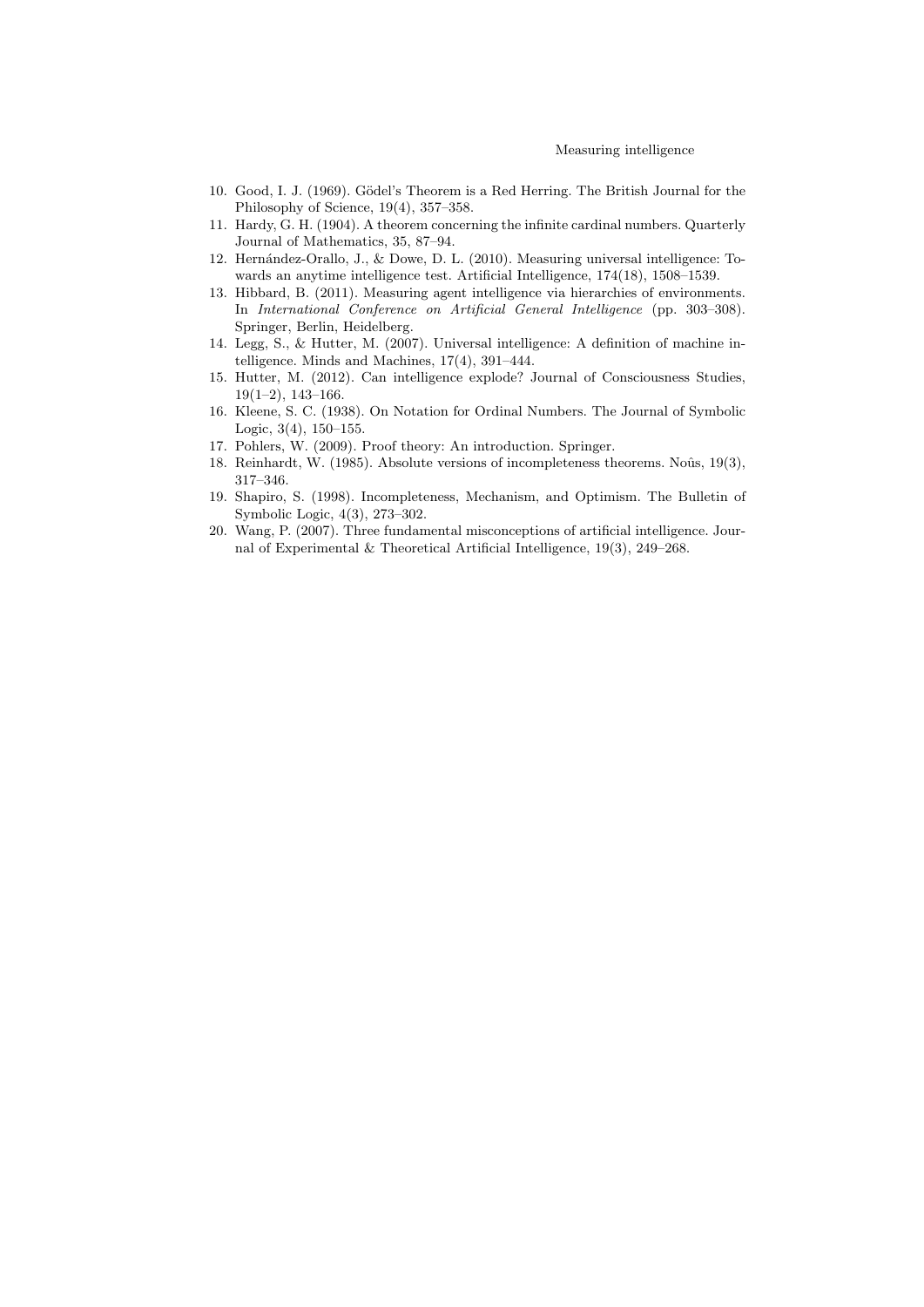10. Good, I. J. (1969). Gödel's Theorem is a Red Herring. The British Journal for the Philosophy of Science, 19(4), 357–358.
11. Hardy, G. H. (1904). A theorem concerning the infinite cardinal numbers. Quarterly Journal of Mathematics, 35, 87–94.
12. Hernández-Orallo, J., & Dowe, D. L. (2010). Measuring universal intelligence: Towards an anytime intelligence test. Artificial Intelligence, 174(18), 1508–1539.
13. Hibbard, B. (2011). Measuring agent intelligence via hierarchies of environments. In *International Conference on Artificial General Intelligence* (pp. 303–308). Springer, Berlin, Heidelberg.
14. Legg, S., & Hutter, M. (2007). Universal intelligence: A definition of machine intelligence. Minds and Machines, 17(4), 391–444.
15. Hutter, M. (2012). Can intelligence explode? Journal of Consciousness Studies, 19(1–2), 143–166.
16. Kleene, S. C. (1938). On Notation for Ordinal Numbers. The Journal of Symbolic Logic, 3(4), 150–155.
17. Pohlers, W. (2009). Proof theory: An introduction. Springer.
18. Reinhardt, W. (1985). Absolute versions of incompleteness theorems. Noûs, 19(3), 317–346.
19. Shapiro, S. (1998). Incompleteness, Mechanism, and Optimism. The Bulletin of Symbolic Logic, 4(3), 273–302.
20. Wang, P. (2007). Three fundamental misconceptions of artificial intelligence. Journal of Experimental & Theoretical Artificial Intelligence, 19(3), 249–268.